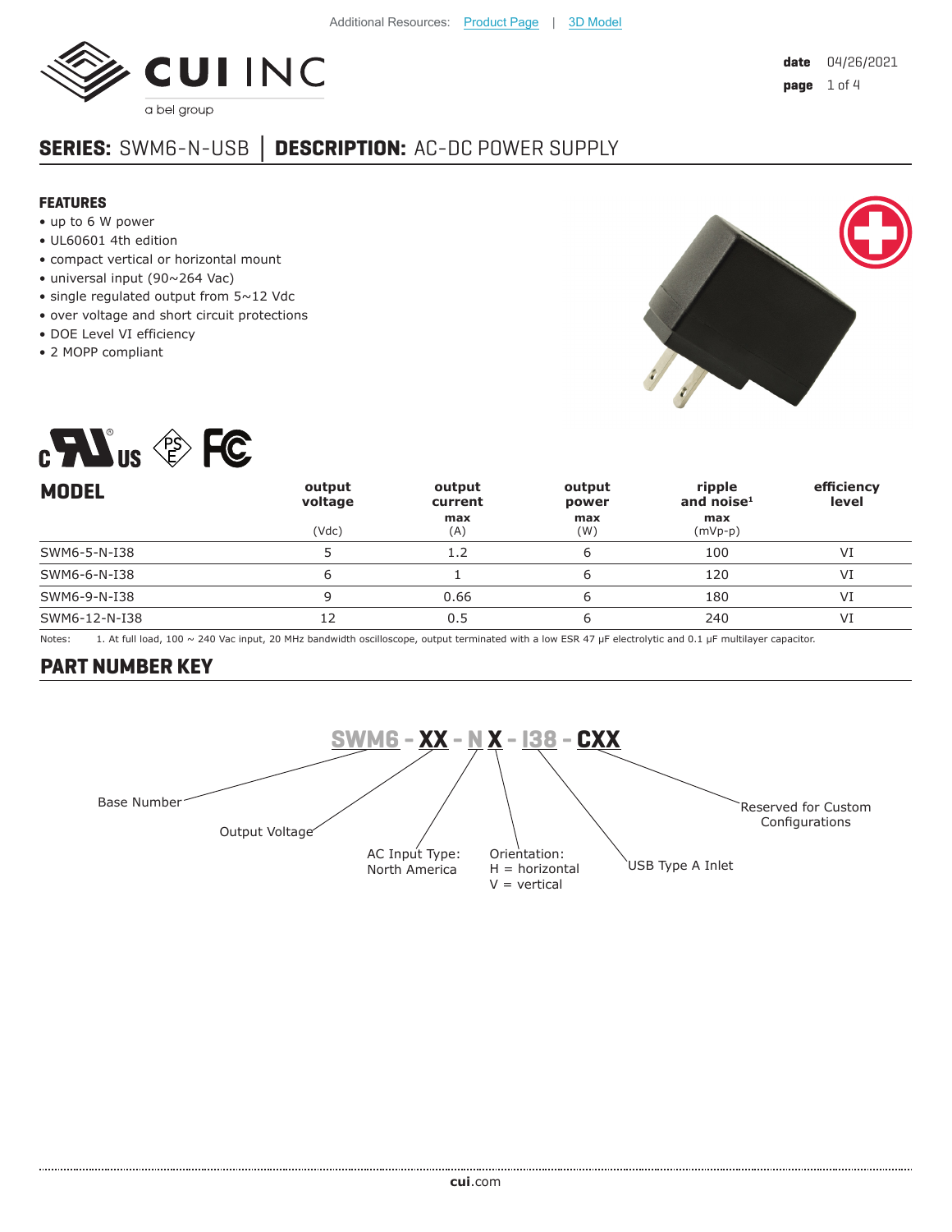Additional Resources: Product Page | 3D Model

**date** 04/26/2021

**SERIES:** SWM6-N-USB | **DESCRIPTION:** AC-DC POWER SUPPLY

## FEATURES

- up to 6 W power
- UL60601 4th edition
- compact vertical or horizontal mount
- universal input (90~264 Vac)
- single regulated output from 5~12 Vdc
- over voltage and short circuit protections
- DOE Level VI efficiency
- 2 MOPP compliant

## MODEL

| MODEL | output voltage (Vdc) | output current max (A) | output power max (W) | ripple and noise[1] max (mVp-p) | efficiency level |
|---|---|---|---|---|---|
| SWM6-5-N-I38 | 5 | 1.2 | 6 | 100 | VI |
| SWM6-6-N-I38 | 6 | 1 | 6 | 120 | VI |
| SWM6-9-N-I38 | 9 | 0.66 | 6 | 180 | VI |
| SWM6-12-N-I38 | 12 | 0.5 | 6 | 240 | VI |

Notes: 1. At full load, 100 ~ 240 Vac input, 20 MHz bandwidth oscilloscope, output terminated with a low ESR 47 μF electrolytic and 0.1 μF multilayer capacitor.

## PART NUMBER KEY

**SWM6 - XX - N X - I38 - CXX**

- SWM6: Base Number
- XX: Output Voltage
- N: AC Input Type: North America
- X: Orientation: H = horizontal, V = vertical
- I38: USB Type A Inlet
- CXX: Reserved for Custom Configurations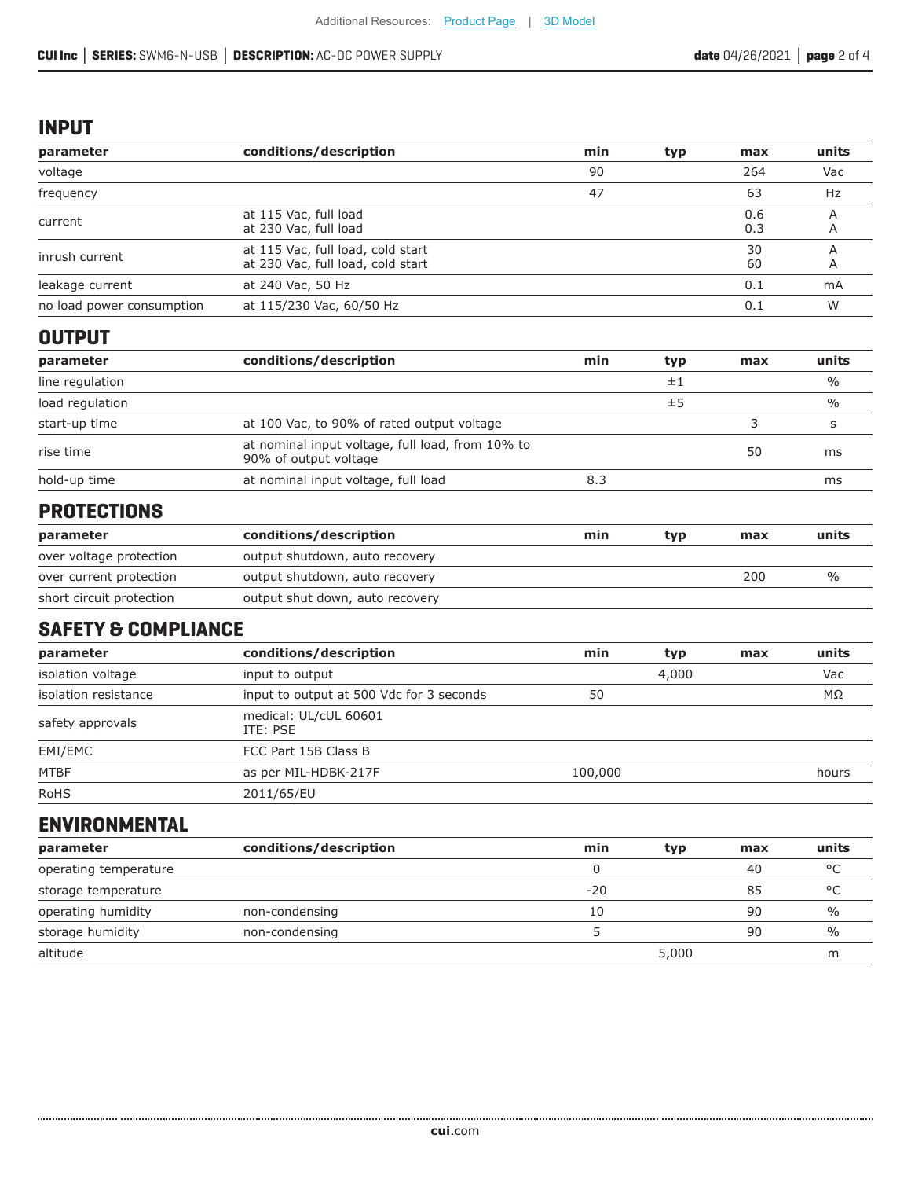## INPUT

| parameter | conditions/description | min | typ | max | units |
|---|---|---|---|---|---|
| voltage | | 90 | | 264 | Vac |
| frequency | | 47 | | 63 | Hz |
| current | at 115 Vac, full load<br>at 230 Vac, full load | | | 0.6<br>0.3 | A<br>A |
| inrush current | at 115 Vac, full load, cold start<br>at 230 Vac, full load, cold start | | | 30<br>60 | A<br>A |
| leakage current | at 240 Vac, 50 Hz | | | 0.1 | mA |
| no load power consumption | at 115/230 Vac, 60/50 Hz | | | 0.1 | W |

## OUTPUT

| parameter | conditions/description | min | typ | max | units |
|---|---|---|---|---|---|
| line regulation | | | ±1 | | % |
| load regulation | | | ±5 | | % |
| start-up time | at 100 Vac, to 90% of rated output voltage | | | 3 | s |
| rise time | at nominal input voltage, full load, from 10% to 90% of output voltage | | | 50 | ms |
| hold-up time | at nominal input voltage, full load | 8.3 | | | ms |

## PROTECTIONS

| parameter | conditions/description | min | typ | max | units |
|---|---|---|---|---|---|
| over voltage protection | output shutdown, auto recovery | | | | |
| over current protection | output shutdown, auto recovery | | | 200 | % |
| short circuit protection | output shut down, auto recovery | | | | |

## SAFETY & COMPLIANCE

| parameter | conditions/description | min | typ | max | units |
|---|---|---|---|---|---|
| isolation voltage | input to output | | 4,000 | | Vac |
| isolation resistance | input to output at 500 Vdc for 3 seconds | 50 | | | MΩ |
| safety approvals | medical: UL/cUL 60601<br>ITE: PSE | | | | |
| EMI/EMC | FCC Part 15B Class B | | | | |
| MTBF | as per MIL-HDBK-217F | 100,000 | | | hours |
| RoHS | 2011/65/EU | | | | |

## ENVIRONMENTAL

| parameter | conditions/description | min | typ | max | units |
|---|---|---|---|---|---|
| operating temperature | | 0 | | 40 | °C |
| storage temperature | | -20 | | 85 | °C |
| operating humidity | non-condensing | 10 | | 90 | % |
| storage humidity | non-condensing | 5 | | 90 | % |
| altitude | | | 5,000 | | m |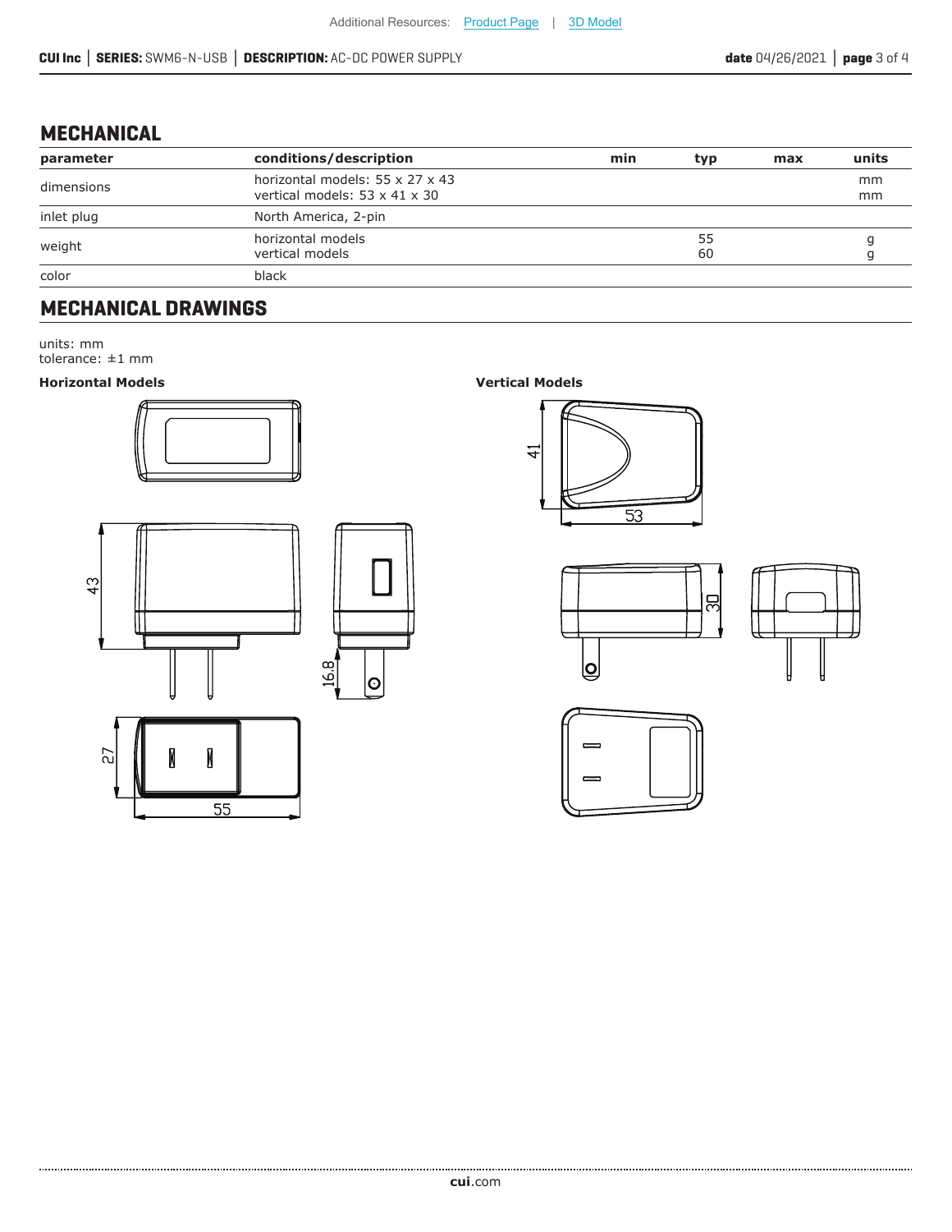## MECHANICAL

| parameter | conditions/description | min | typ | max | units |
|---|---|---|---|---|---|
| dimensions | horizontal models: 55 x 27 x 43<br>vertical models: 53 x 41 x 30 | | | | mm<br>mm |
| inlet plug | North America, 2-pin | | | | |
| weight | horizontal models<br>vertical models | | 55<br>60 | | g<br>g |
| color | black | | | | |

## MECHANICAL DRAWINGS

units: mm
tolerance: ±1 mm

**Horizontal Models**

**Vertical Models**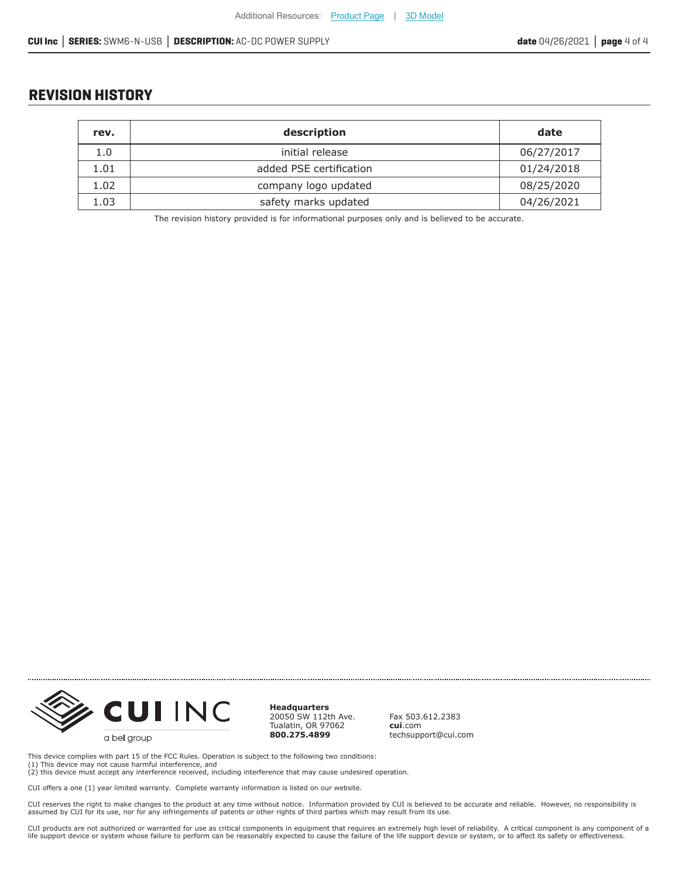## REVISION HISTORY

| rev. | description | date |
|---|---|---|
| 1.0 | initial release | 06/27/2017 |
| 1.01 | added PSE certification | 01/24/2018 |
| 1.02 | company logo updated | 08/25/2020 |
| 1.03 | safety marks updated | 04/26/2021 |

The revision history provided is for informational purposes only and is believed to be accurate.

CUI INC
a bel group

**Headquarters**
20050 SW 112th Ave.
Tualatin, OR 97062
**800.275.4899**

Fax 503.612.2383
**cui**.com
techsupport@cui.com

This device complies with part 15 of the FCC Rules. Operation is subject to the following two conditions:
(1) This device may not cause harmful interference, and
(2) this device must accept any interference received, including interference that may cause undesired operation.

CUI offers a one (1) year limited warranty. Complete warranty information is listed on our website.

CUI reserves the right to make changes to the product at any time without notice. Information provided by CUI is believed to be accurate and reliable. However, no responsibility is assumed by CUI for its use, nor for any infringements of patents or other rights of third parties which may result from its use.

CUI products are not authorized or warranted for use as critical components in equipment that requires an extremely high level of reliability. A critical component is any component of a life support device or system whose failure to perform can be reasonably expected to cause the failure of the life support device or system, or to affect its safety or effectiveness.